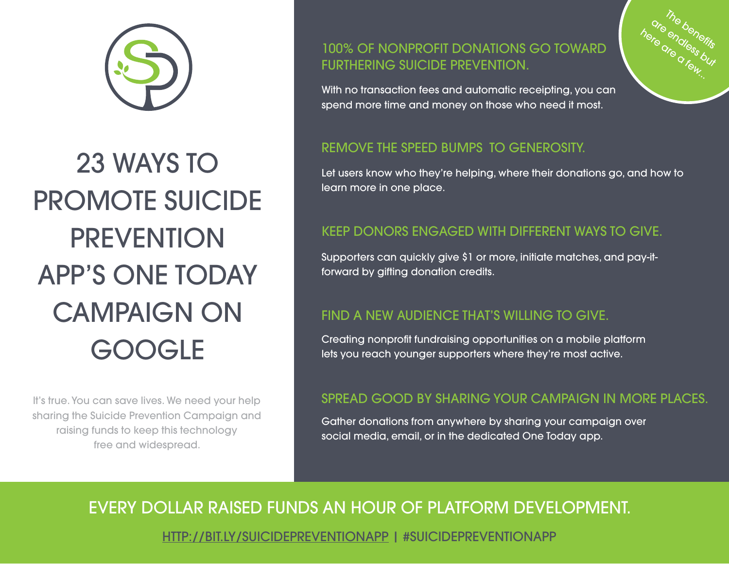# 23 WAYS TO PROMOTE SUICIDE PREVENTION APP'S ONE TODAY CAMPAIGN ON GOOGLE

It's true. You can save lives. We need your help sharing the Suicide Prevention Campaign and raising funds to keep this technology free and widespread.

*The benefits are endless but here are a few...*

## 100% OF NONPROFIT DONATIONS GO TOWARD FURTHERING SUICIDE PREVENTION.

With no transaction fees and automatic receipting, you can spend more time and money on those who need it most.

## REMOVE THE SPEED BUMPS TO GENEROSITY.

Let users know who they're helping, where their donations go, and how to learn more in one place.

## KEEP DONORS ENGAGED WITH DIFFERENT WAYS TO GIVE.

Supporters can quickly give $1 or more, initiate matches, and pay-it-forward by gifting donation credits.

## FIND A NEW AUDIENCE THAT'S WILLING TO GIVE.

Creating nonprofit fundraising opportunities on a mobile platform lets you reach younger supporters where they're most active.

## SPREAD GOOD BY SHARING YOUR CAMPAIGN IN MORE PLACES.

Gather donations from anywhere by sharing your campaign over social media, email, or in the dedicated One Today app.

## EVERY DOLLAR RAISED FUNDS AN HOUR OF PLATFORM DEVELOPMENT.

HTTP://BIT.LY/SUICIDEPREVENTIONAPP | #SUICIDEPREVENTIONAPP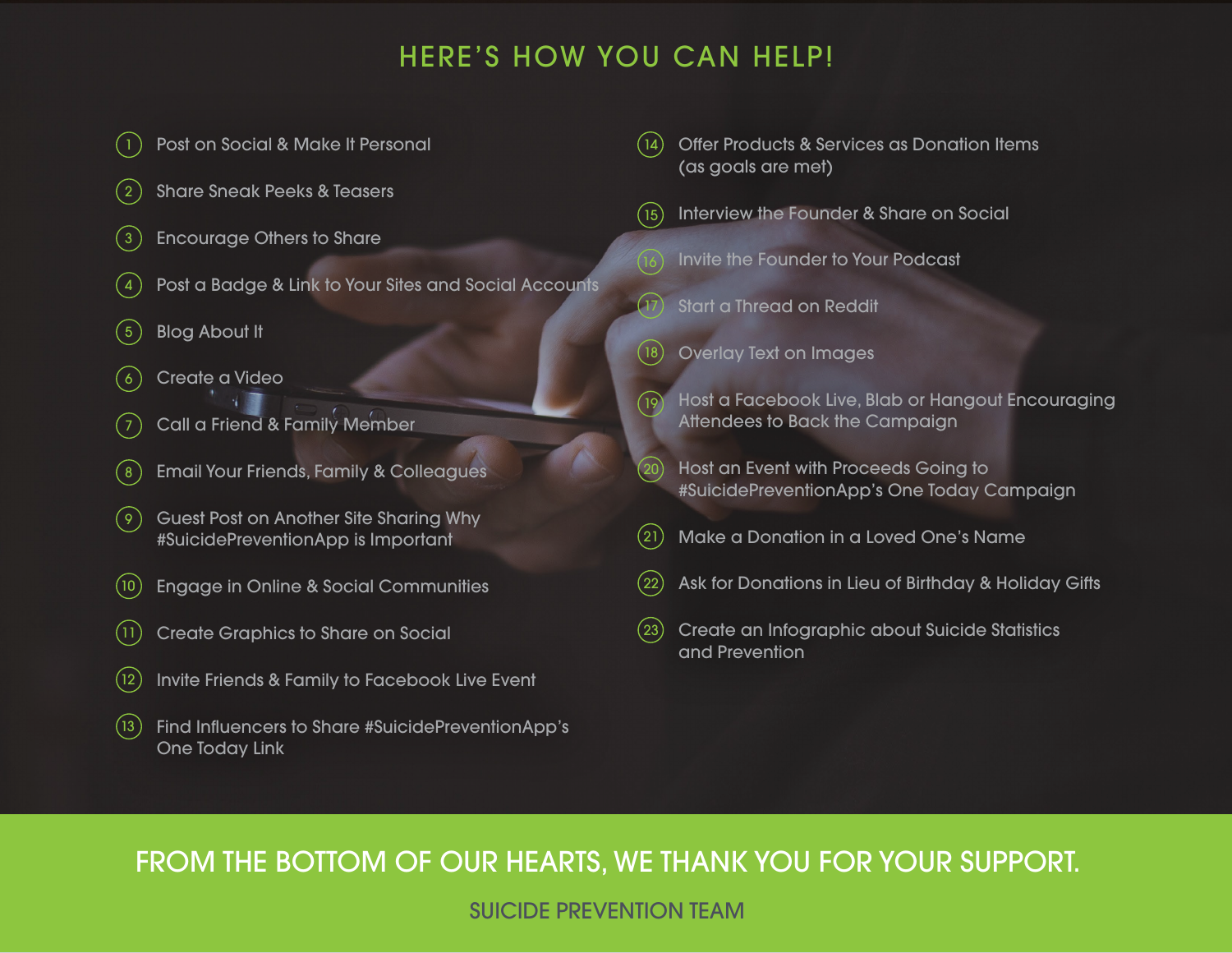# HERE'S HOW YOU CAN HELP!

1. Post on Social & Make It Personal
2. Share Sneak Peeks & Teasers
3. Encourage Others to Share
4. Post a Badge & Link to Your Sites and Social Accounts
5. Blog About It
6. Create a Video
7. Call a Friend & Family Member
8. Email Your Friends, Family & Colleagues
9. Guest Post on Another Site Sharing Why #SuicidePreventionApp is Important
10. Engage in Online & Social Communities
11. Create Graphics to Share on Social
12. Invite Friends & Family to Facebook Live Event
13. Find Influencers to Share #SuicidePreventionApp's One Today Link
14. Offer Products & Services as Donation Items (as goals are met)
15. Interview the Founder & Share on Social
16. Invite the Founder to Your Podcast
17. Start a Thread on Reddit
18. Overlay Text on Images
19. Host a Facebook Live, Blab or Hangout Encouraging Attendees to Back the Campaign
20. Host an Event with Proceeds Going to #SuicidePreventionApp's One Today Campaign
21. Make a Donation in a Loved One's Name
22. Ask for Donations in Lieu of Birthday & Holiday Gifts
23. Create an Infographic about Suicide Statistics and Prevention

**FROM THE BOTTOM OF OUR HEARTS, WE THANK YOU FOR YOUR SUPPORT.**

SUICIDE PREVENTION TEAM